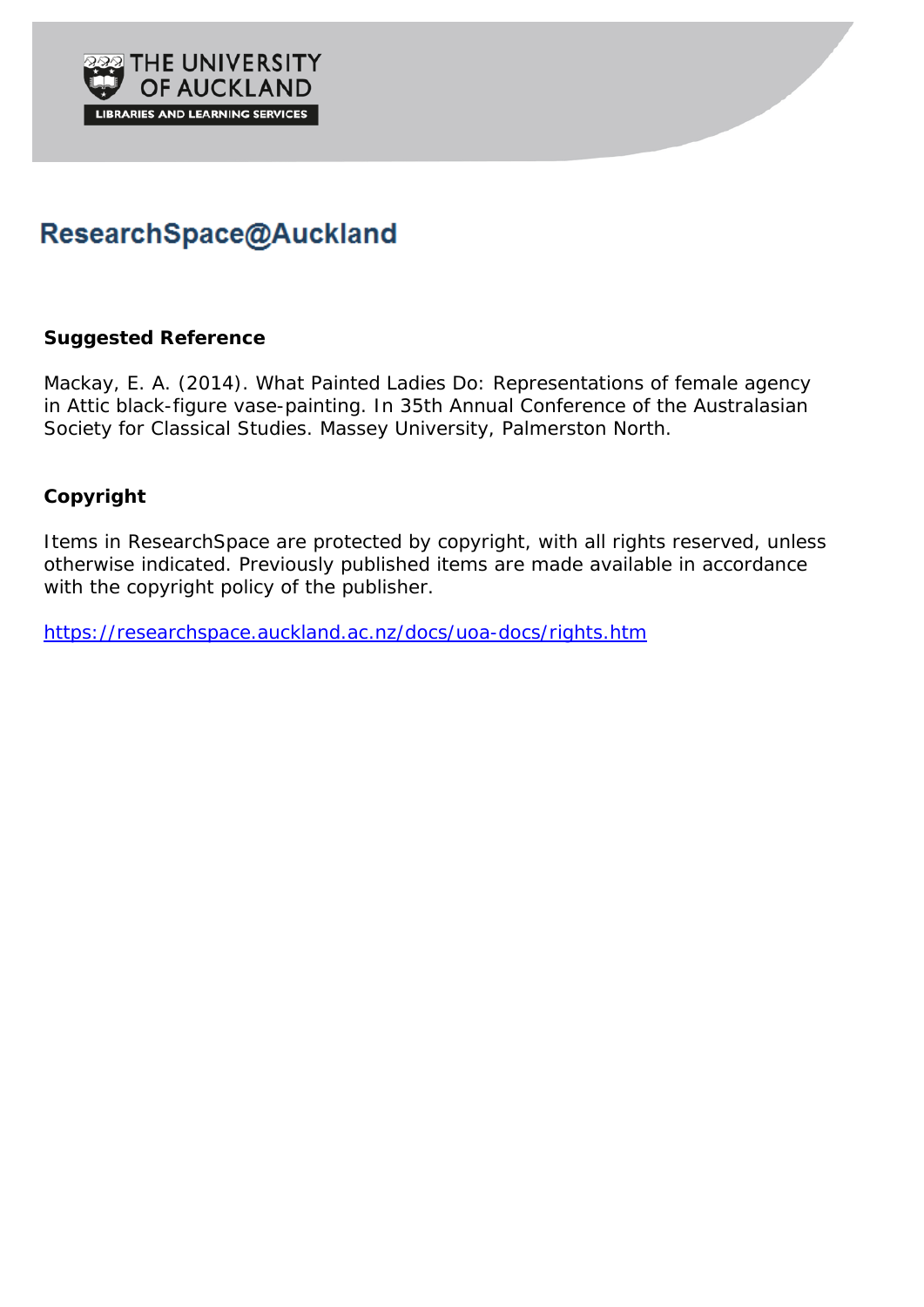THE UNIVERSITY OF AUCKLAND

LIBRARIES AND LEARNING SERVICES

# ResearchSpace@Auckland

## Suggested Reference

Mackay, E. A. (2014). What Painted Ladies Do: Representations of female agency in Attic black-figure vase-painting. In 35th Annual Conference of the Australasian Society for Classical Studies. Massey University, Palmerston North.

## Copyright

Items in ResearchSpace are protected by copyright, with all rights reserved, unless otherwise indicated. Previously published items are made available in accordance with the copyright policy of the publisher.

https://researchspace.auckland.ac.nz/docs/uoa-docs/rights.htm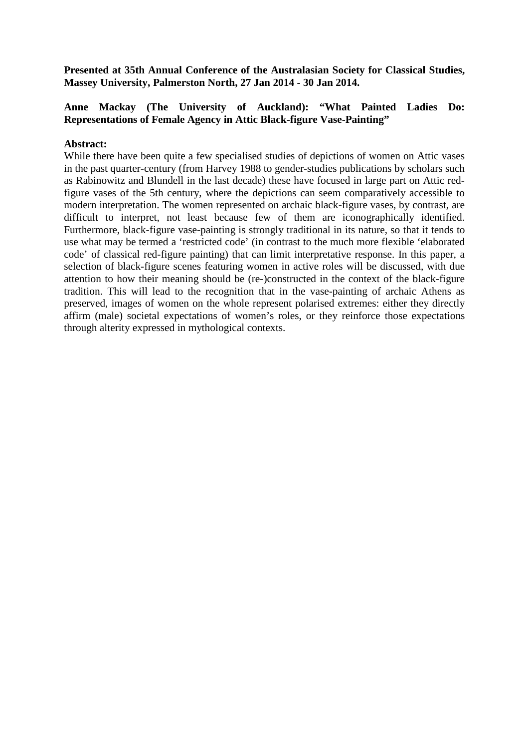**Presented at 35th Annual Conference of the Australasian Society for Classical Studies, Massey University, Palmerston North, 27 Jan 2014 - 30 Jan 2014.**

**Anne Mackay (The University of Auckland): "What Painted Ladies Do: Representations of Female Agency in Attic Black-figure Vase-Painting"**

**Abstract:**

While there have been quite a few specialised studies of depictions of women on Attic vases in the past quarter-century (from Harvey 1988 to gender-studies publications by scholars such as Rabinowitz and Blundell in the last decade) these have focused in large part on Attic red-figure vases of the 5th century, where the depictions can seem comparatively accessible to modern interpretation. The women represented on archaic black-figure vases, by contrast, are difficult to interpret, not least because few of them are iconographically identified. Furthermore, black-figure vase-painting is strongly traditional in its nature, so that it tends to use what may be termed a 'restricted code' (in contrast to the much more flexible 'elaborated code' of classical red-figure painting) that can limit interpretative response. In this paper, a selection of black-figure scenes featuring women in active roles will be discussed, with due attention to how their meaning should be (re-)constructed in the context of the black-figure tradition. This will lead to the recognition that in the vase-painting of archaic Athens as preserved, images of women on the whole represent polarised extremes: either they directly affirm (male) societal expectations of women's roles, or they reinforce those expectations through alterity expressed in mythological contexts.